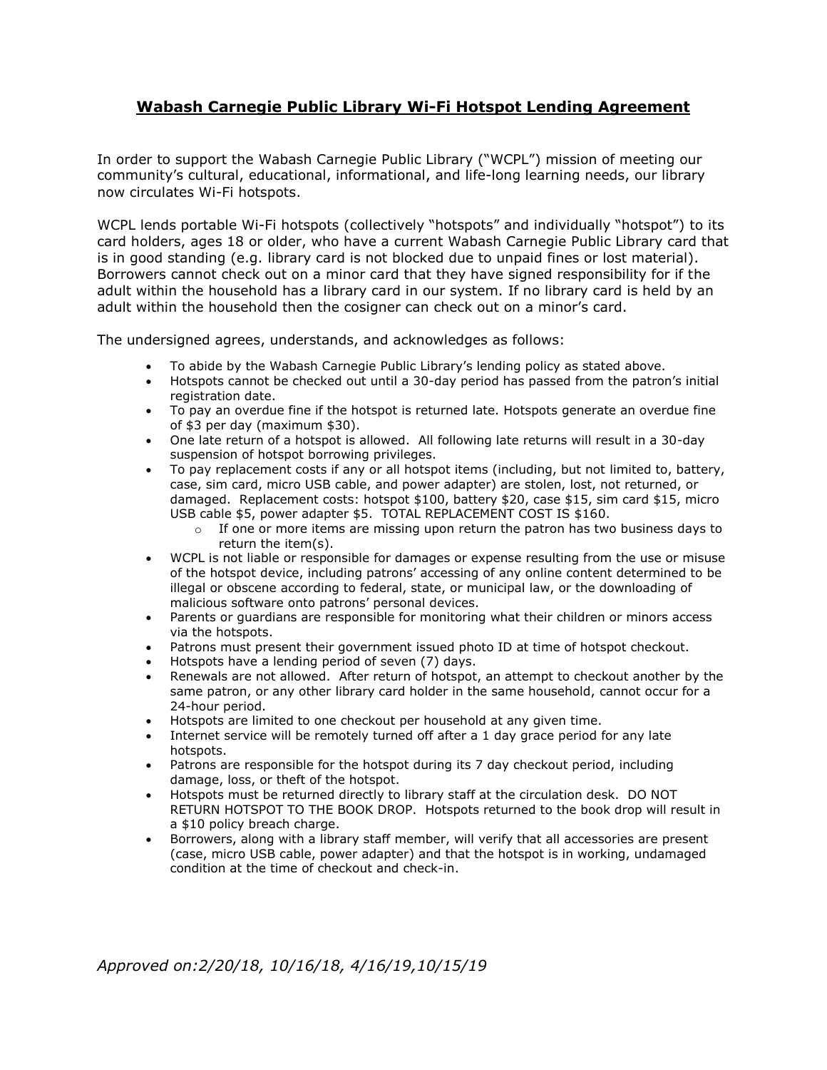# **Wabash Carnegie Public Library Wi-Fi Hotspot Lending Agreement**

In order to support the Wabash Carnegie Public Library ("WCPL") mission of meeting our community's cultural, educational, informational, and life-long learning needs, our library now circulates Wi-Fi hotspots.

WCPL lends portable Wi-Fi hotspots (collectively "hotspots" and individually "hotspot") to its card holders, ages 18 or older, who have a current Wabash Carnegie Public Library card that is in good standing (e.g. library card is not blocked due to unpaid fines or lost material). Borrowers cannot check out on a minor card that they have signed responsibility for if the adult within the household has a library card in our system. If no library card is held by an adult within the household then the cosigner can check out on a minor's card.

The undersigned agrees, understands, and acknowledges as follows:

- To abide by the Wabash Carnegie Public Library's lending policy as stated above.
- Hotspots cannot be checked out until a 30-day period has passed from the patron's initial registration date.
- To pay an overdue fine if the hotspot is returned late. Hotspots generate an overdue fine of $3 per day (maximum $30).
- One late return of a hotspot is allowed. All following late returns will result in a 30-day suspension of hotspot borrowing privileges.
- To pay replacement costs if any or all hotspot items (including, but not limited to, battery, case, sim card, micro USB cable, and power adapter) are stolen, lost, not returned, or damaged. Replacement costs: hotspot $100, battery $20, case $15, sim card $15, micro USB cable $5, power adapter $5. TOTAL REPLACEMENT COST IS $160.
  - If one or more items are missing upon return the patron has two business days to return the item(s).
- WCPL is not liable or responsible for damages or expense resulting from the use or misuse of the hotspot device, including patrons' accessing of any online content determined to be illegal or obscene according to federal, state, or municipal law, or the downloading of malicious software onto patrons' personal devices.
- Parents or guardians are responsible for monitoring what their children or minors access via the hotspots.
- Patrons must present their government issued photo ID at time of hotspot checkout.
- Hotspots have a lending period of seven (7) days.
- Renewals are not allowed. After return of hotspot, an attempt to checkout another by the same patron, or any other library card holder in the same household, cannot occur for a 24-hour period.
- Hotspots are limited to one checkout per household at any given time.
- Internet service will be remotely turned off after a 1 day grace period for any late hotspots.
- Patrons are responsible for the hotspot during its 7 day checkout period, including damage, loss, or theft of the hotspot.
- Hotspots must be returned directly to library staff at the circulation desk. DO NOT RETURN HOTSPOT TO THE BOOK DROP. Hotspots returned to the book drop will result in a $10 policy breach charge.
- Borrowers, along with a library staff member, will verify that all accessories are present (case, micro USB cable, power adapter) and that the hotspot is in working, undamaged condition at the time of checkout and check-in.

*Approved on:2/20/18, 10/16/18, 4/16/19,10/15/19*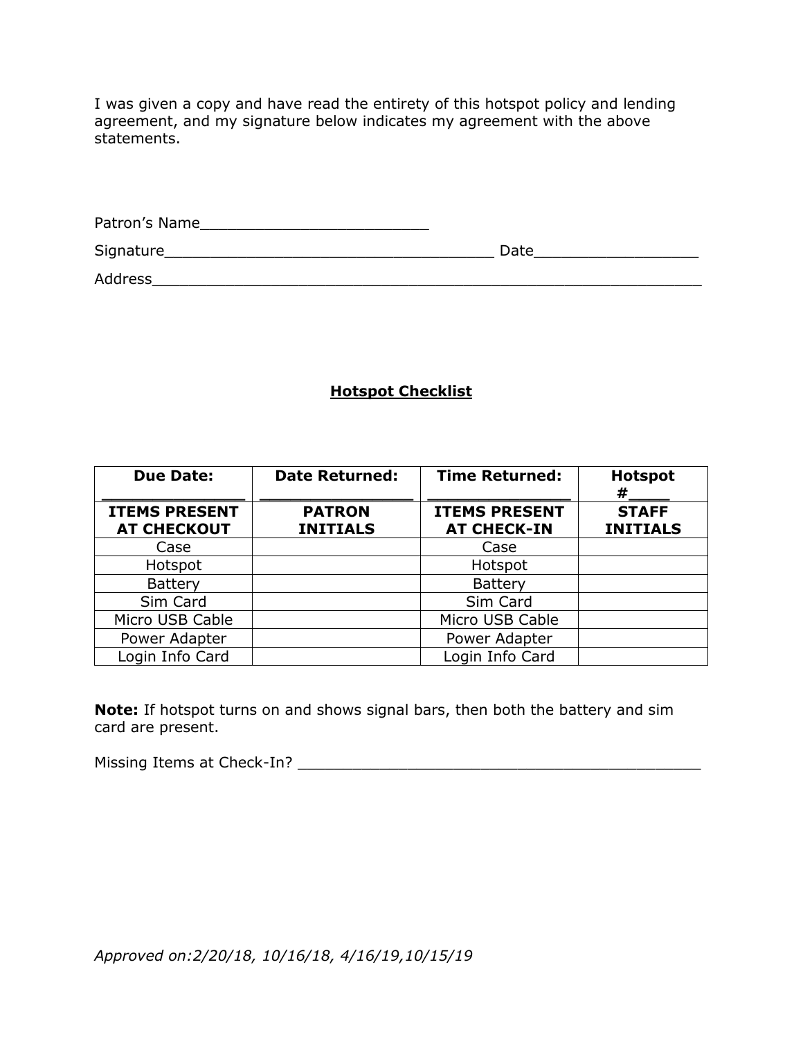I was given a copy and have read the entirety of this hotspot policy and lending agreement, and my signature below indicates my agreement with the above statements.

Patron's Name__________________________

Signature____________________________________ Date__________________

Address_____________________________________________________________

## Hotspot Checklist

| Due Date: ________________ | Date Returned: ________________ | Time Returned: ________________ | Hotspot #____ |
|---|---|---|---|
| **ITEMS PRESENT AT CHECKOUT** | **PATRON INITIALS** | **ITEMS PRESENT AT CHECK-IN** | **STAFF INITIALS** |
| Case | | Case | |
| Hotspot | | Hotspot | |
| Battery | | Battery | |
| Sim Card | | Sim Card | |
| Micro USB Cable | | Micro USB Cable | |
| Power Adapter | | Power Adapter | |
| Login Info Card | | Login Info Card | |

**Note:** If hotspot turns on and shows signal bars, then both the battery and sim card are present.

Missing Items at Check-In? ____________________________________________

*Approved on:2/20/18, 10/16/18, 4/16/19,10/15/19*